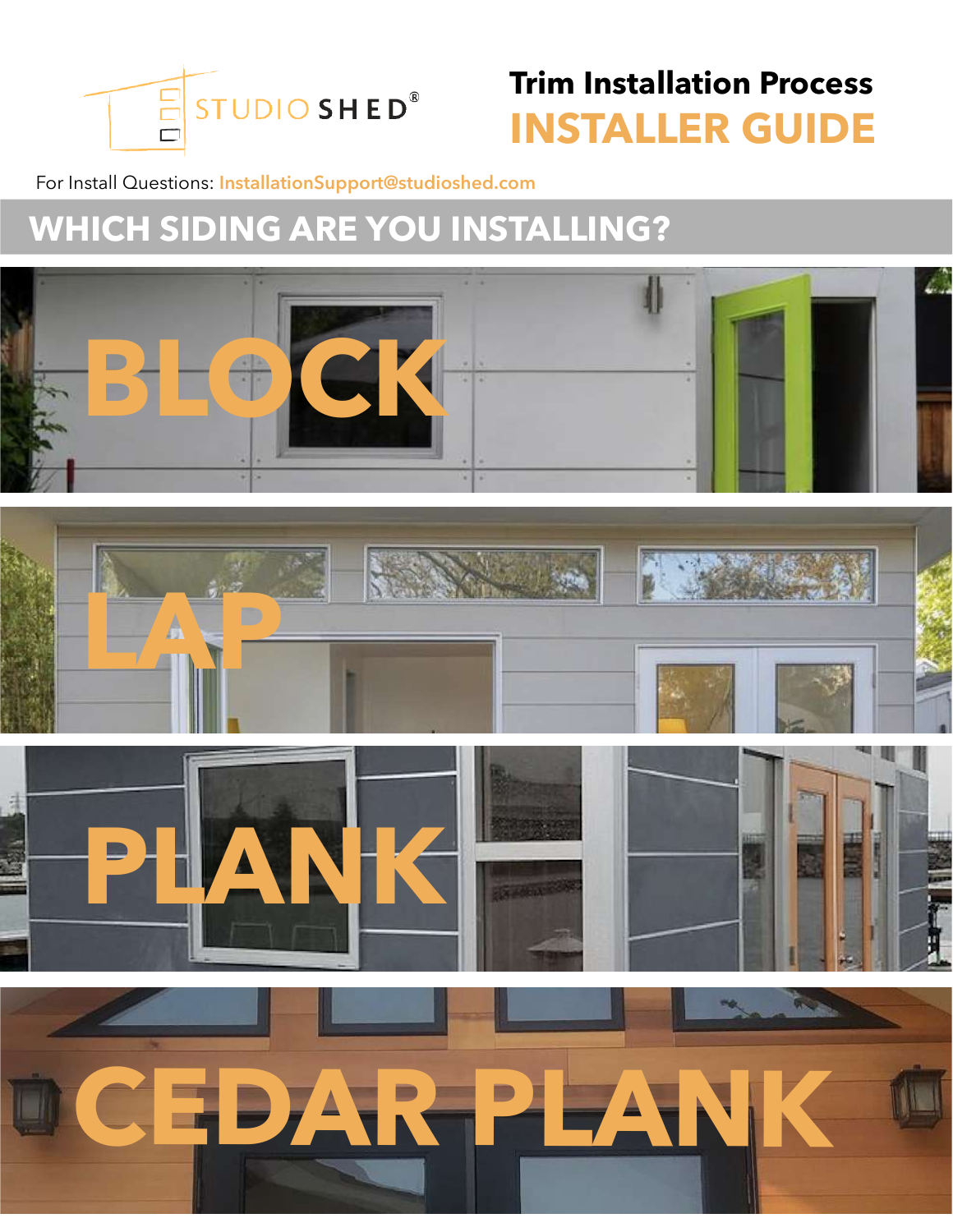STUDIO SHED®

# Trim Installation Process
# INSTALLER GUIDE

For Install Questions: InstallationSupport@studioshed.com

## WHICH SIDING ARE YOU INSTALLING?

BLOCK

LAP

PLANK

CEDAR PLANK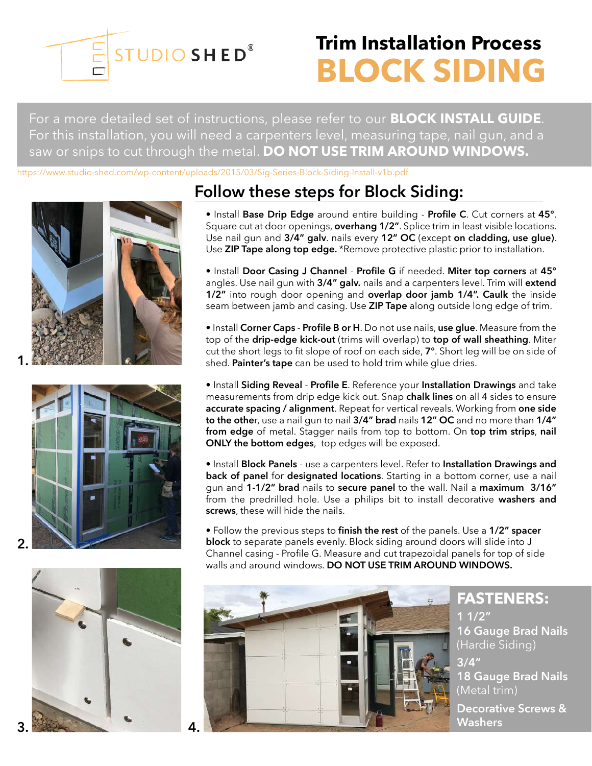# Trim Installation Process

# BLOCK SIDING

For a more detailed set of instructions, please refer to our **BLOCK INSTALL GUIDE**. For this installation, you will need a carpenters level, measuring tape, nail gun, and a saw or snips to cut through the metal. **DO NOT USE TRIM AROUND WINDOWS.**

https://www.studio-shed.com/wp-content/uploads/2015/03/Sig-Series-Block-Siding-Install-v1b.pdf

## Follow these steps for Block Siding:

- Install **Base Drip Edge** around entire building - **Profile C**. Cut corners at **45°**. Square cut at door openings, **overhang 1/2"**. Splice trim in least visible locations. Use nail gun and **3/4" galv**. nails every **12" OC** (except **on cladding, use glue)**. Use **ZIP Tape along top edge.** *Remove protective plastic prior to installation.

- Install **Door Casing J Channel** - **Profile G** if needed. **Miter top corners** at **45°** angles. Use nail gun with **3/4" galv.** nails and a carpenters level. Trim will **extend 1/2"** into rough door opening and **overlap door jamb 1/4". Caulk** the inside seam between jamb and casing. Use **ZIP Tape** along outside long edge of trim.

- Install **Corner Caps** - **Profile B or H**. Do not use nails, **use glue**. Measure from the top of the **drip-edge kick-out** (trims will overlap) to **top of wall sheathing**. Miter cut the short legs to fit slope of roof on each side, **7°**. Short leg will be on side of shed. **Painter's tape** can be used to hold trim while glue dries.

- Install **Siding Reveal** - **Profile E**. Reference your **Installation Drawings** and take measurements from drip edge kick out. Snap **chalk lines** on all 4 sides to ensure **accurate spacing / alignment**. Repeat for vertical reveals. Working from **one side to the othe**r, use a nail gun to nail **3/4" brad** nails **12" OC** and no more than **1/4" from edge** of metal. Stagger nails from top to bottom. On **top trim strips**, **nail ONLY the bottom edges**, top edges will be exposed.

- Install **Block Panels** - use a carpenters level. Refer to **Installation Drawings and back of panel** for **designated locations**. Starting in a bottom corner, use a nail gun and **1-1/2" brad** nails to **secure panel** to the wall. Nail a **maximum 3/16"** from the predrilled hole. Use a philips bit to install decorative **washers and screws**, these will hide the nails.

- Follow the previous steps to **finish the rest** of the panels. Use a **1/2" spacer block** to separate panels evenly. Block siding around doors will slide into J Channel casing - Profile G. Measure and cut trapezoidal panels for top of side walls and around windows. **DO NOT USE TRIM AROUND WINDOWS.**

1.

2.

3.

4.

## FASTENERS:

1 1/2"
**16 Gauge Brad Nails**
(Hardie Siding)

3/4"
**18 Gauge Brad Nails**
(Metal trim)

**Decorative Screws & Washers**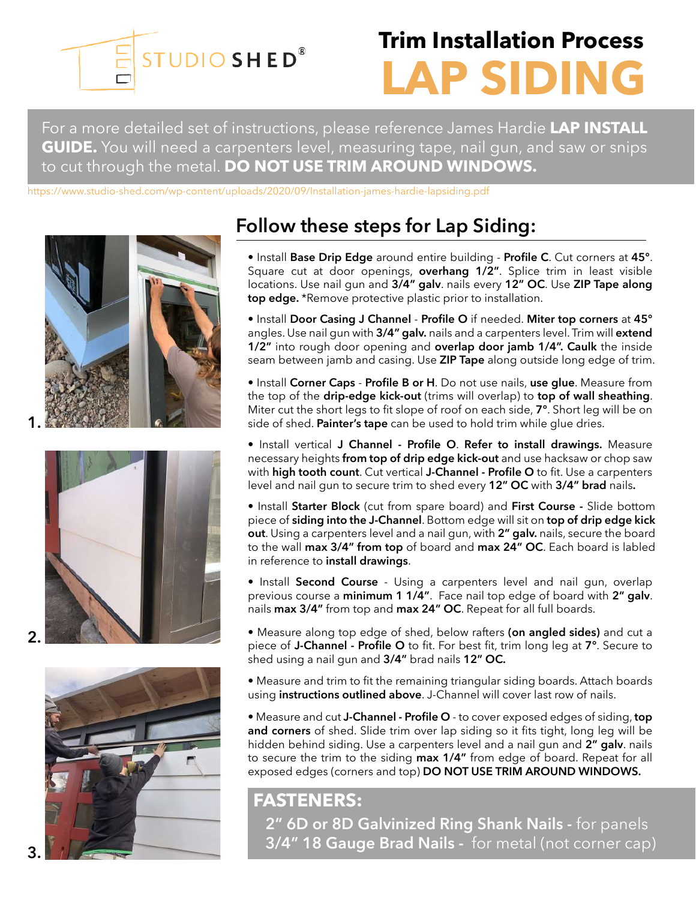# Trim Installation Process

# LAP SIDING

For a more detailed set of instructions, please reference James Hardie **LAP INSTALL GUIDE.** You will need a carpenters level, measuring tape, nail gun, and saw or snips to cut through the metal. **DO NOT USE TRIM AROUND WINDOWS.**

https://www.studio-shed.com/wp-content/uploads/2020/09/Installation-james-hardie-lapsiding.pdf

1.

2.

3.

## Follow these steps for Lap Siding:

- Install **Base Drip Edge** around entire building - **Profile C**. Cut corners at **45°**. Square cut at door openings, **overhang 1/2"**. Splice trim in least visible locations. Use nail gun and **3/4" galv**. nails every **12" OC**. Use **ZIP Tape along top edge.** *Remove protective plastic prior to installation.

- Install **Door Casing J Channel** - **Profile O** if needed. **Miter top corners** at **45°** angles. Use nail gun with **3/4" galv.** nails and a carpenters level. Trim will **extend 1/2"** into rough door opening and **overlap door jamb 1/4". Caulk** the inside seam between jamb and casing. Use **ZIP Tape** along outside long edge of trim.

- Install **Corner Caps** - **Profile B or H**. Do not use nails, **use glue**. Measure from the top of the **drip-edge kick-out** (trims will overlap) to **top of wall sheathing**. Miter cut the short legs to fit slope of roof on each side, **7°**. Short leg will be on side of shed. **Painter's tape** can be used to hold trim while glue dries.

- Install vertical **J Channel - Profile O**. **Refer to install drawings.** Measure necessary heights **from top of drip edge kick-out** and use hacksaw or chop saw with **high tooth count**. Cut vertical **J-Channel - Profile O** to fit. Use a carpenters level and nail gun to secure trim to shed every **12" OC** with **3/4" brad** nails**.**

- Install **Starter Block** (cut from spare board) and **First Course -** Slide bottom piece of **siding into the J-Channel**. Bottom edge will sit on **top of drip edge kick out**. Using a carpenters level and a nail gun, with **2" galv.** nails, secure the board to the wall **max 3/4" from top** of board and **max 24" OC**. Each board is labled in reference to **install drawings**.

- Install **Second Course** - Using a carpenters level and nail gun, overlap previous course a **minimum 1 1/4"**. Face nail top edge of board with **2" galv**. nails **max 3/4"** from top and **max 24" OC**. Repeat for all full boards.

- Measure along top edge of shed, below rafters **(on angled sides)** and cut a piece of **J-Channel - Profile O** to fit. For best fit, trim long leg at **7°**. Secure to shed using a nail gun and **3/4"** brad nails **12" OC.**

- Measure and trim to fit the remaining triangular siding boards. Attach boards using **instructions outlined above**. J-Channel will cover last row of nails.

- Measure and cut **J-Channel - Profile O** - to cover exposed edges of siding, **top and corners** of shed. Slide trim over lap siding so it fits tight, long leg will be hidden behind siding. Use a carpenters level and a nail gun and **2" galv**. nails to secure the trim to the siding **max 1/4"** from edge of board. Repeat for all exposed edges (corners and top) **DO NOT USE TRIM AROUND WINDOWS.**

## FASTENERS:

**2" 6D or 8D Galvinized Ring Shank Nails -** for panels
**3/4" 18 Gauge Brad Nails -** for metal (not corner cap)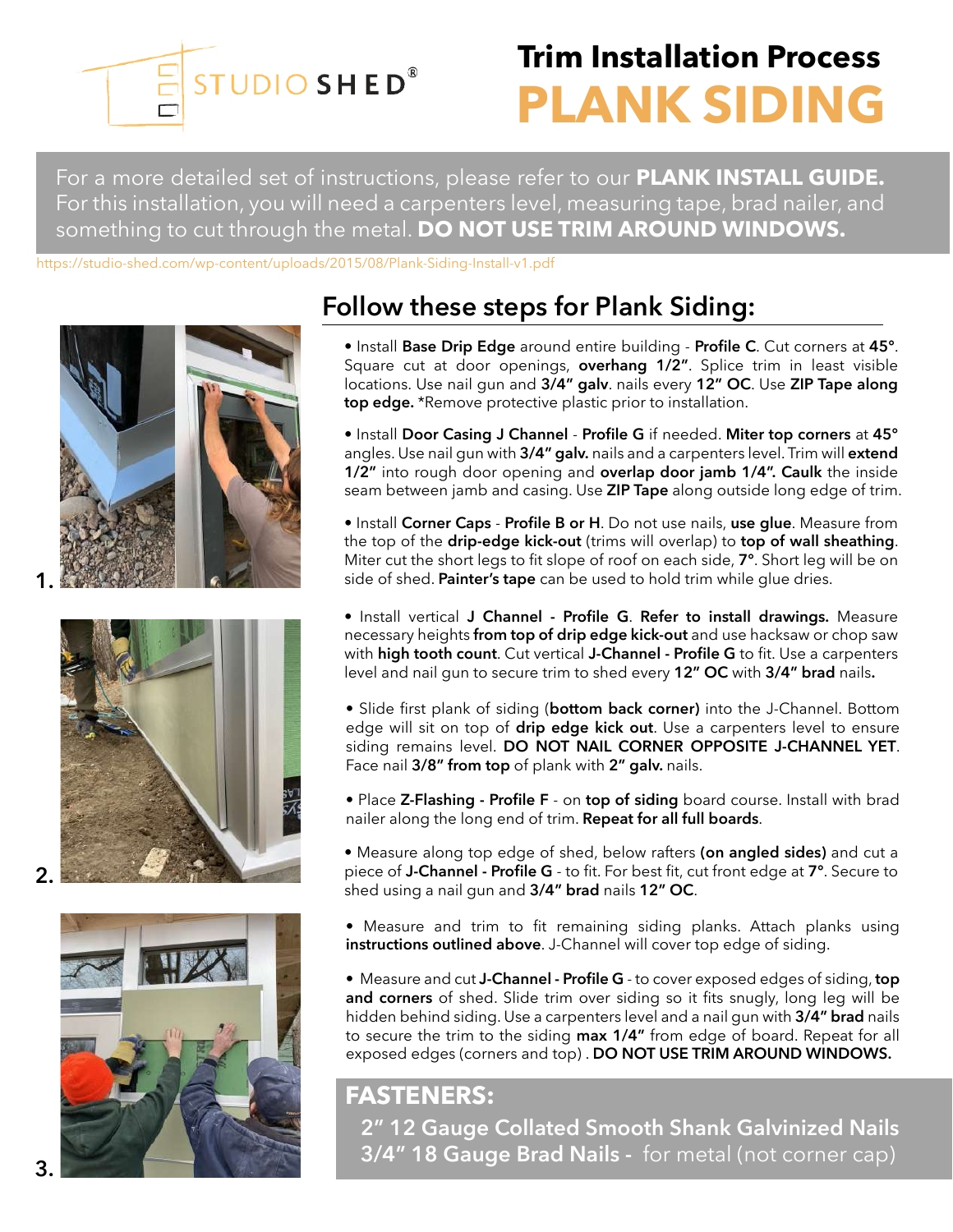# Trim Installation Process
# PLANK SIDING

For a more detailed set of instructions, please refer to our **PLANK INSTALL GUIDE.** For this installation, you will need a carpenters level, measuring tape, brad nailer, and something to cut through the metal. **DO NOT USE TRIM AROUND WINDOWS.**

https://studio-shed.com/wp-content/uploads/2015/08/Plank-Siding-Install-v1.pdf

1.

2.

3.

## Follow these steps for Plank Siding:

- Install **Base Drip Edge** around entire building - **Profile C**. Cut corners at **45°**. Square cut at door openings, **overhang 1/2"**. Splice trim in least visible locations. Use nail gun and **3/4" galv**. nails every **12" OC**. Use **ZIP Tape along top edge.** *Remove protective plastic prior to installation.

- Install **Door Casing J Channel** - **Profile G** if needed. **Miter top corners** at **45°** angles. Use nail gun with **3/4" galv.** nails and a carpenters level. Trim will **extend 1/2"** into rough door opening and **overlap door jamb 1/4". Caulk** the inside seam between jamb and casing. Use **ZIP Tape** along outside long edge of trim.

- Install **Corner Caps** - **Profile B or H**. Do not use nails, **use glue**. Measure from the top of the **drip-edge kick-out** (trims will overlap) to **top of wall sheathing**. Miter cut the short legs to fit slope of roof on each side, **7°**. Short leg will be on side of shed. **Painter's tape** can be used to hold trim while glue dries.

- Install vertical **J Channel - Profile G**. **Refer to install drawings.** Measure necessary heights **from top of drip edge kick-out** and use hacksaw or chop saw with **high tooth count**. Cut vertical **J-Channel - Profile G** to fit. Use a carpenters level and nail gun to secure trim to shed every **12" OC** with **3/4" brad** nails**.**

- Slide first plank of siding (**bottom back corner)** into the J-Channel. Bottom edge will sit on top of **drip edge kick out**. Use a carpenters level to ensure siding remains level. **DO NOT NAIL CORNER OPPOSITE J-CHANNEL YET**. Face nail **3/8" from top** of plank with **2" galv.** nails.

- Place **Z-Flashing - Profile F** - on **top of siding** board course. Install with brad nailer along the long end of trim. **Repeat for all full boards**.

- Measure along top edge of shed, below rafters **(on angled sides)** and cut a piece of **J-Channel - Profile G** - to fit. For best fit, cut front edge at **7°**. Secure to shed using a nail gun and **3/4" brad** nails **12" OC**.

- Measure and trim to fit remaining siding planks. Attach planks using **instructions outlined above**. J-Channel will cover top edge of siding.

- Measure and cut **J-Channel - Profile G** - to cover exposed edges of siding, **top and corners** of shed. Slide trim over siding so it fits snugly, long leg will be hidden behind siding. Use a carpenters level and a nail gun with **3/4" brad** nails to secure the trim to the siding **max 1/4"** from edge of board. Repeat for all exposed edges (corners and top) . **DO NOT USE TRIM AROUND WINDOWS.**

## FASTENERS:

**2" 12 Gauge Collated Smooth Shank Galvinized Nails**
**3/4" 18 Gauge Brad Nails -** for metal (not corner cap)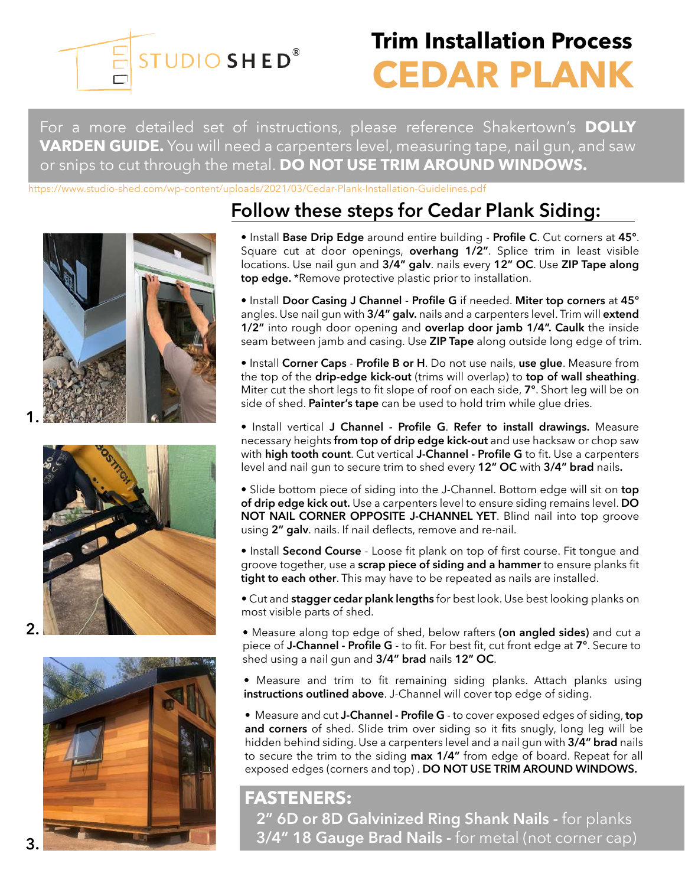STUDIO SHED®

# Trim Installation Process
# CEDAR PLANK

For a more detailed set of instructions, please reference Shakertown's **DOLLY VARDEN GUIDE.** You will need a carpenters level, measuring tape, nail gun, and saw or snips to cut through the metal. **DO NOT USE TRIM AROUND WINDOWS.**

https://www.studio-shed.com/wp-content/uploads/2021/03/Cedar-Plank-Installation-Guidelines.pdf

## Follow these steps for Cedar Plank Siding:

- Install **Base Drip Edge** around entire building - **Profile C**. Cut corners at **45°**. Square cut at door openings, **overhang 1/2"**. Splice trim in least visible locations. Use nail gun and **3/4" galv**. nails every **12" OC**. Use **ZIP Tape along top edge.** *Remove protective plastic prior to installation.

- Install **Door Casing J Channel** - **Profile G** if needed. **Miter top corners** at **45°** angles. Use nail gun with **3/4" galv.** nails and a carpenters level. Trim will **extend 1/2"** into rough door opening and **overlap door jamb 1/4". Caulk** the inside seam between jamb and casing. Use **ZIP Tape** along outside long edge of trim.

- Install **Corner Caps** - **Profile B or H**. Do not use nails, **use glue**. Measure from the top of the **drip-edge kick-out** (trims will overlap) to **top of wall sheathing**. Miter cut the short legs to fit slope of roof on each side, **7°**. Short leg will be on side of shed. **Painter's tape** can be used to hold trim while glue dries.

- Install vertical **J Channel - Profile G**. **Refer to install drawings.** Measure necessary heights **from top of drip edge kick-out** and use hacksaw or chop saw with **high tooth count**. Cut vertical **J-Channel - Profile G** to fit. Use a carpenters level and nail gun to secure trim to shed every **12" OC** with **3/4" brad** nails**.**

- Slide bottom piece of siding into the J-Channel. Bottom edge will sit on **top of drip edge kick out.** Use a carpenters level to ensure siding remains level. **DO NOT NAIL CORNER OPPOSITE J-CHANNEL YET**. Blind nail into top groove using **2" galv**. nails. If nail deflects, remove and re-nail.

- Install **Second Course** - Loose fit plank on top of first course. Fit tongue and groove together, use a **scrap piece of siding and a hammer** to ensure planks fit **tight to each other**. This may have to be repeated as nails are installed.

- Cut and **stagger cedar plank lengths** for best look. Use best looking planks on most visible parts of shed.

- Measure along top edge of shed, below rafters **(on angled sides)** and cut a piece of **J-Channel - Profile G** - to fit. For best fit, cut front edge at **7°**. Secure to shed using a nail gun and **3/4" brad** nails **12" OC**.

- Measure and trim to fit remaining siding planks. Attach planks using **instructions outlined above**. J-Channel will cover top edge of siding.

- Measure and cut **J-Channel - Profile G** - to cover exposed edges of siding, **top and corners** of shed. Slide trim over siding so it fits snugly, long leg will be hidden behind siding. Use a carpenters level and a nail gun with **3/4" brad** nails to secure the trim to the siding **max 1/4"** from edge of board. Repeat for all exposed edges (corners and top) . **DO NOT USE TRIM AROUND WINDOWS.**

1.

2.

3.

## FASTENERS:

**2" 6D or 8D Galvinized Ring Shank Nails -** for planks
**3/4" 18 Gauge Brad Nails -** for metal (not corner cap)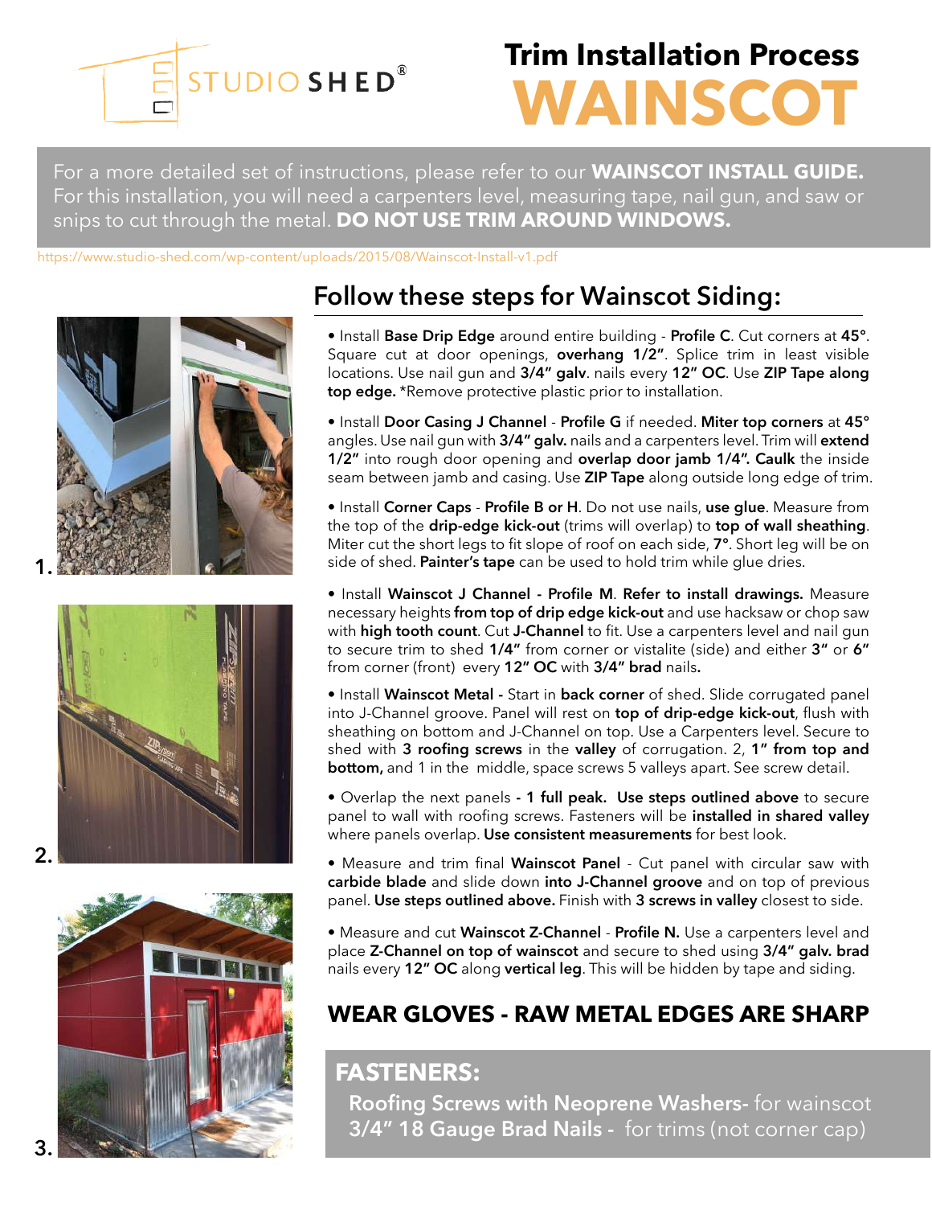STUDIO SHED®

# Trim Installation Process
# WAINSCOT

For a more detailed set of instructions, please refer to our **WAINSCOT INSTALL GUIDE.** For this installation, you will need a carpenters level, measuring tape, nail gun, and saw or snips to cut through the metal. **DO NOT USE TRIM AROUND WINDOWS.**

https://www.studio-shed.com/wp-content/uploads/2015/08/Wainscot-Install-v1.pdf

1.

2.

3.

## Follow these steps for Wainscot Siding:

- Install **Base Drip Edge** around entire building - **Profile C**. Cut corners at **45°**. Square cut at door openings, **overhang 1/2"**. Splice trim in least visible locations. Use nail gun and **3/4" galv**. nails every **12" OC**. Use **ZIP Tape along top edge.** *Remove protective plastic prior to installation.

- Install **Door Casing J Channel** - **Profile G** if needed. **Miter top corners** at **45°** angles. Use nail gun with **3/4" galv.** nails and a carpenters level. Trim will **extend 1/2"** into rough door opening and **overlap door jamb 1/4". Caulk** the inside seam between jamb and casing. Use **ZIP Tape** along outside long edge of trim.

- Install **Corner Caps** - **Profile B or H**. Do not use nails, **use glue**. Measure from the top of the **drip-edge kick-out** (trims will overlap) to **top of wall sheathing**. Miter cut the short legs to fit slope of roof on each side, **7°**. Short leg will be on side of shed. **Painter's tape** can be used to hold trim while glue dries.

- Install **Wainscot J Channel - Profile M**. **Refer to install drawings.** Measure necessary heights **from top of drip edge kick-out** and use hacksaw or chop saw with **high tooth count**. Cut **J-Channel** to fit. Use a carpenters level and nail gun to secure trim to shed **1/4"** from corner or vistalite (side) and either **3"** or **6"** from corner (front) every **12" OC** with **3/4" brad** nails**.**

- Install **Wainscot Metal -** Start in **back corner** of shed. Slide corrugated panel into J-Channel groove. Panel will rest on **top of drip-edge kick-out**, flush with sheathing on bottom and J-Channel on top. Use a Carpenters level. Secure to shed with **3 roofing screws** in the **valley** of corrugation. 2, **1" from top and bottom,** and 1 in the middle, space screws 5 valleys apart. See screw detail.

- Overlap the next panels **- 1 full peak. Use steps outlined above** to secure panel to wall with roofing screws. Fasteners will be **installed in shared valley** where panels overlap. **Use consistent measurements** for best look.

- Measure and trim final **Wainscot Panel** - Cut panel with circular saw with **carbide blade** and slide down **into J-Channel groove** and on top of previous panel. **Use steps outlined above.** Finish with **3 screws in valley** closest to side.

- Measure and cut **Wainscot Z-Channel** - **Profile N.** Use a carpenters level and place **Z-Channel on top of wainscot** and secure to shed using **3/4" galv. brad** nails every **12" OC** along **vertical leg**. This will be hidden by tape and siding.

## WEAR GLOVES - RAW METAL EDGES ARE SHARP

## FASTENERS:

**Roofing Screws with Neoprene Washers-** for wainscot
**3/4" 18 Gauge Brad Nails -** for trims (not corner cap)